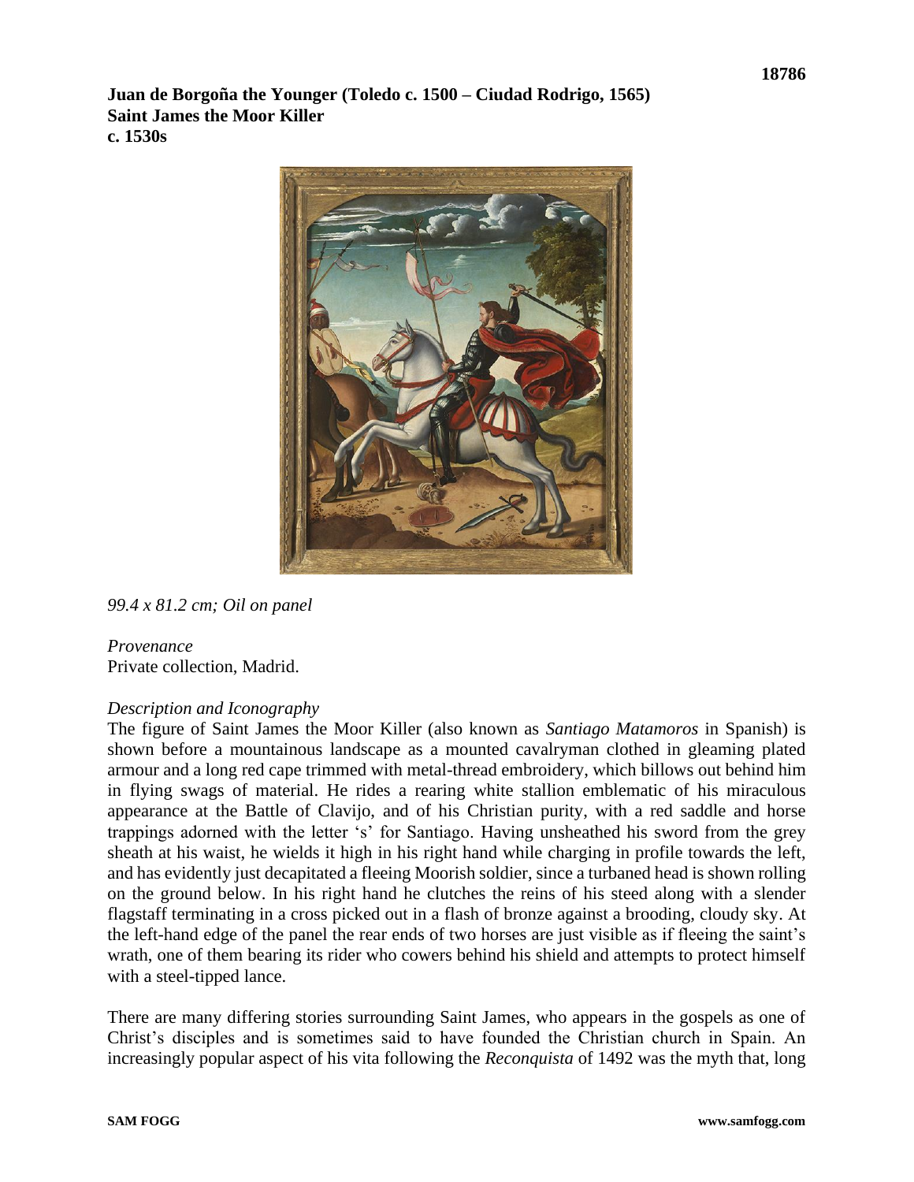18786

**Juan de Borgoña the Younger (Toledo c. 1500 – Ciudad Rodrigo, 1565)**
**Saint James the Moor Killer**
**c. 1530s**

*99.4 x 81.2 cm; Oil on panel*

*Provenance*
Private collection, Madrid.

*Description and Iconography*
The figure of Saint James the Moor Killer (also known as *Santiago Matamoros* in Spanish) is shown before a mountainous landscape as a mounted cavalryman clothed in gleaming plated armour and a long red cape trimmed with metal-thread embroidery, which billows out behind him in flying swags of material. He rides a rearing white stallion emblematic of his miraculous appearance at the Battle of Clavijo, and of his Christian purity, with a red saddle and horse trappings adorned with the letter 's' for Santiago. Having unsheathed his sword from the grey sheath at his waist, he wields it high in his right hand while charging in profile towards the left, and has evidently just decapitated a fleeing Moorish soldier, since a turbaned head is shown rolling on the ground below. In his right hand he clutches the reins of his steed along with a slender flagstaff terminating in a cross picked out in a flash of bronze against a brooding, cloudy sky. At the left-hand edge of the panel the rear ends of two horses are just visible as if fleeing the saint's wrath, one of them bearing its rider who cowers behind his shield and attempts to protect himself with a steel-tipped lance.

There are many differing stories surrounding Saint James, who appears in the gospels as one of Christ's disciples and is sometimes said to have founded the Christian church in Spain. An increasingly popular aspect of his vita following the *Reconquista* of 1492 was the myth that, long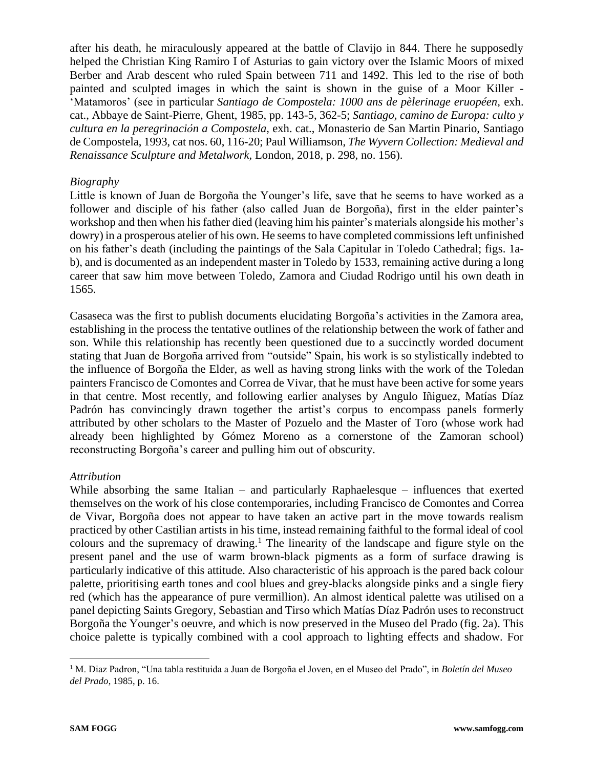after his death, he miraculously appeared at the battle of Clavijo in 844. There he supposedly helped the Christian King Ramiro I of Asturias to gain victory over the Islamic Moors of mixed Berber and Arab descent who ruled Spain between 711 and 1492. This led to the rise of both painted and sculpted images in which the saint is shown in the guise of a Moor Killer - 'Matamoros' (see in particular *Santiago de Compostela: 1000 ans de pèlerinage eruopéen,* exh. cat., Abbaye de Saint-Pierre, Ghent, 1985, pp. 143-5, 362-5; *Santiago, camino de Europa: culto y cultura en la peregrinación a Compostela,* exh. cat., Monasterio de San Martin Pinario, Santiago de Compostela, 1993, cat nos. 60, 116-20; Paul Williamson, *The Wyvern Collection: Medieval and Renaissance Sculpture and Metalwork,* London, 2018, p. 298, no. 156).

*Biography*

Little is known of Juan de Borgoña the Younger's life, save that he seems to have worked as a follower and disciple of his father (also called Juan de Borgoña), first in the elder painter's workshop and then when his father died (leaving him his painter's materials alongside his mother's dowry) in a prosperous atelier of his own. He seems to have completed commissions left unfinished on his father's death (including the paintings of the Sala Capitular in Toledo Cathedral; figs. 1a-b), and is documented as an independent master in Toledo by 1533, remaining active during a long career that saw him move between Toledo, Zamora and Ciudad Rodrigo until his own death in 1565.

Casaseca was the first to publish documents elucidating Borgoña's activities in the Zamora area, establishing in the process the tentative outlines of the relationship between the work of father and son. While this relationship has recently been questioned due to a succinctly worded document stating that Juan de Borgoña arrived from "outside" Spain, his work is so stylistically indebted to the influence of Borgoña the Elder, as well as having strong links with the work of the Toledan painters Francisco de Comontes and Correa de Vivar, that he must have been active for some years in that centre. Most recently, and following earlier analyses by Angulo Iñiguez, Matías Díaz Padrón has convincingly drawn together the artist's corpus to encompass panels formerly attributed by other scholars to the Master of Pozuelo and the Master of Toro (whose work had already been highlighted by Gómez Moreno as a cornerstone of the Zamoran school) reconstructing Borgoña's career and pulling him out of obscurity.

*Attribution*

While absorbing the same Italian – and particularly Raphaelesque – influences that exerted themselves on the work of his close contemporaries, including Francisco de Comontes and Correa de Vivar, Borgoña does not appear to have taken an active part in the move towards realism practiced by other Castilian artists in his time, instead remaining faithful to the formal ideal of cool colours and the supremacy of drawing.[1] The linearity of the landscape and figure style on the present panel and the use of warm brown-black pigments as a form of surface drawing is particularly indicative of this attitude. Also characteristic of his approach is the pared back colour palette, prioritising earth tones and cool blues and grey-blacks alongside pinks and a single fiery red (which has the appearance of pure vermillion). An almost identical palette was utilised on a panel depicting Saints Gregory, Sebastian and Tirso which Matías Díaz Padrón uses to reconstruct Borgoña the Younger's oeuvre, and which is now preserved in the Museo del Prado (fig. 2a). This choice palette is typically combined with a cool approach to lighting effects and shadow. For

[1] M. Diaz Padron, "Una tabla restituida a Juan de Borgoña el Joven, en el Museo del Prado", in *Boletín del Museo del Prado*, 1985, p. 16.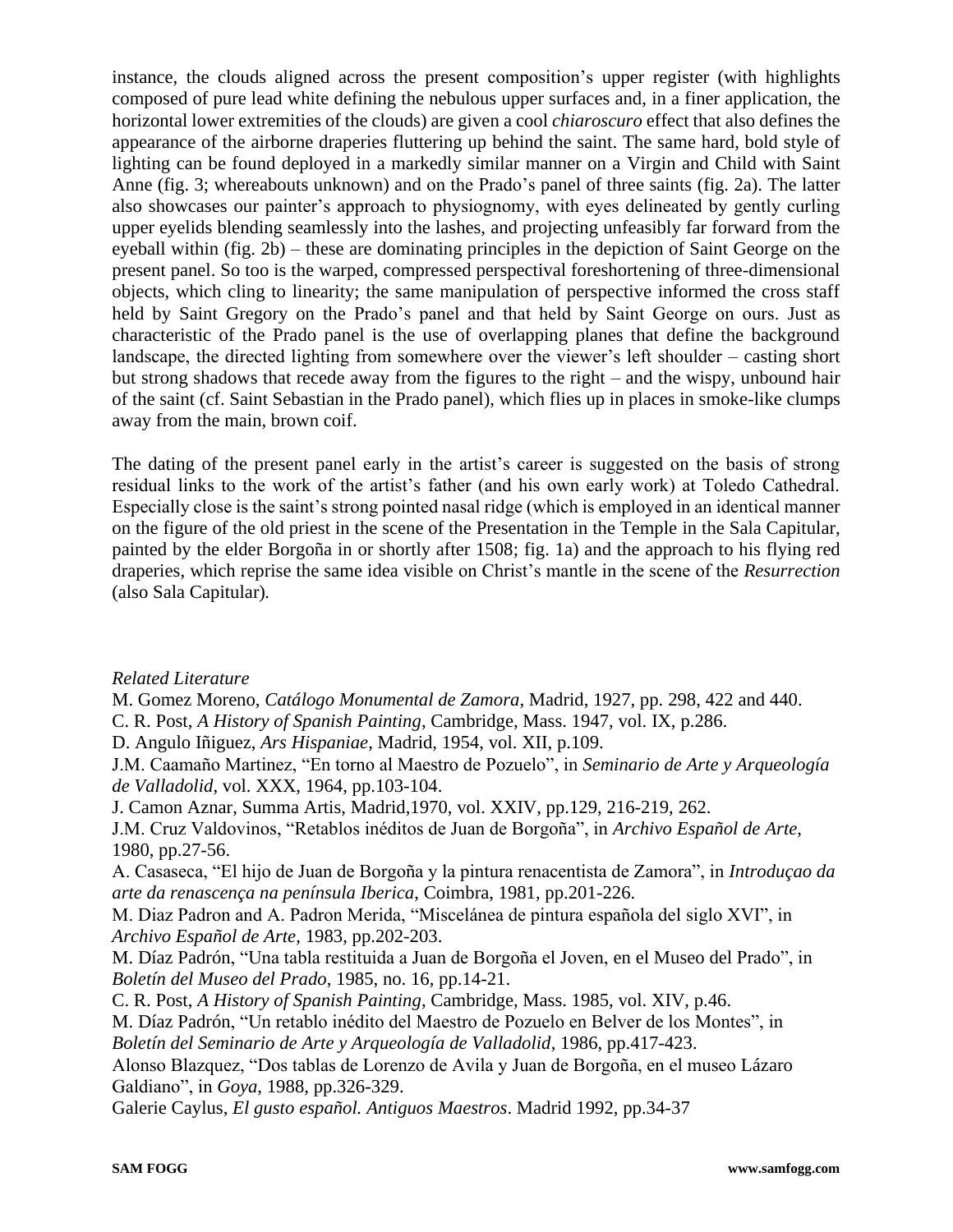instance, the clouds aligned across the present composition's upper register (with highlights composed of pure lead white defining the nebulous upper surfaces and, in a finer application, the horizontal lower extremities of the clouds) are given a cool *chiaroscuro* effect that also defines the appearance of the airborne draperies fluttering up behind the saint. The same hard, bold style of lighting can be found deployed in a markedly similar manner on a Virgin and Child with Saint Anne (fig. 3; whereabouts unknown) and on the Prado's panel of three saints (fig. 2a). The latter also showcases our painter's approach to physiognomy, with eyes delineated by gently curling upper eyelids blending seamlessly into the lashes, and projecting unfeasibly far forward from the eyeball within (fig. 2b) – these are dominating principles in the depiction of Saint George on the present panel. So too is the warped, compressed perspectival foreshortening of three-dimensional objects, which cling to linearity; the same manipulation of perspective informed the cross staff held by Saint Gregory on the Prado's panel and that held by Saint George on ours. Just as characteristic of the Prado panel is the use of overlapping planes that define the background landscape, the directed lighting from somewhere over the viewer's left shoulder – casting short but strong shadows that recede away from the figures to the right – and the wispy, unbound hair of the saint (cf. Saint Sebastian in the Prado panel), which flies up in places in smoke-like clumps away from the main, brown coif.

The dating of the present panel early in the artist's career is suggested on the basis of strong residual links to the work of the artist's father (and his own early work) at Toledo Cathedral. Especially close is the saint's strong pointed nasal ridge (which is employed in an identical manner on the figure of the old priest in the scene of the Presentation in the Temple in the Sala Capitular, painted by the elder Borgoña in or shortly after 1508; fig. 1a) and the approach to his flying red draperies, which reprise the same idea visible on Christ's mantle in the scene of the *Resurrection* (also Sala Capitular).

*Related Literature*

M. Gomez Moreno, *Catálogo Monumental de Zamora*, Madrid, 1927, pp. 298, 422 and 440.

C. R. Post, *A History of Spanish Painting*, Cambridge, Mass. 1947, vol. IX, p.286.

D. Angulo Iñiguez, *Ars Hispaniae*, Madrid, 1954, vol. XII, p.109.

J.M. Caamaño Martinez, "En torno al Maestro de Pozuelo", in *Seminario de Arte y Arqueología de Valladolid*, vol. XXX, 1964, pp.103-104.

J. Camon Aznar, Summa Artis, Madrid,1970, vol. XXIV, pp.129, 216-219, 262.

J.M. Cruz Valdovinos, "Retablos inéditos de Juan de Borgoña", in *Archivo Español de Arte*, 1980, pp.27-56.

A. Casaseca, "El hijo de Juan de Borgoña y la pintura renacentista de Zamora", in *Introduçao da arte da renascença na península Iberica*, Coimbra, 1981, pp.201-226.

M. Diaz Padron and A. Padron Merida, "Miscelánea de pintura española del siglo XVI", in *Archivo Español de Arte*, 1983, pp.202-203.

M. Díaz Padrón, "Una tabla restituida a Juan de Borgoña el Joven, en el Museo del Prado", in *Boletín del Museo del Prado*, 1985, no. 16, pp.14-21.

C. R. Post, *A History of Spanish Painting*, Cambridge, Mass. 1985, vol. XIV, p.46.

M. Díaz Padrón, "Un retablo inédito del Maestro de Pozuelo en Belver de los Montes", in *Boletín del Seminario de Arte y Arqueología de Valladolid*, 1986, pp.417-423.

Alonso Blazquez, "Dos tablas de Lorenzo de Avila y Juan de Borgoña, en el museo Lázaro Galdiano", in *Goya*, 1988, pp.326-329.

Galerie Caylus, *El gusto español. Antiguos Maestros*. Madrid 1992, pp.34-37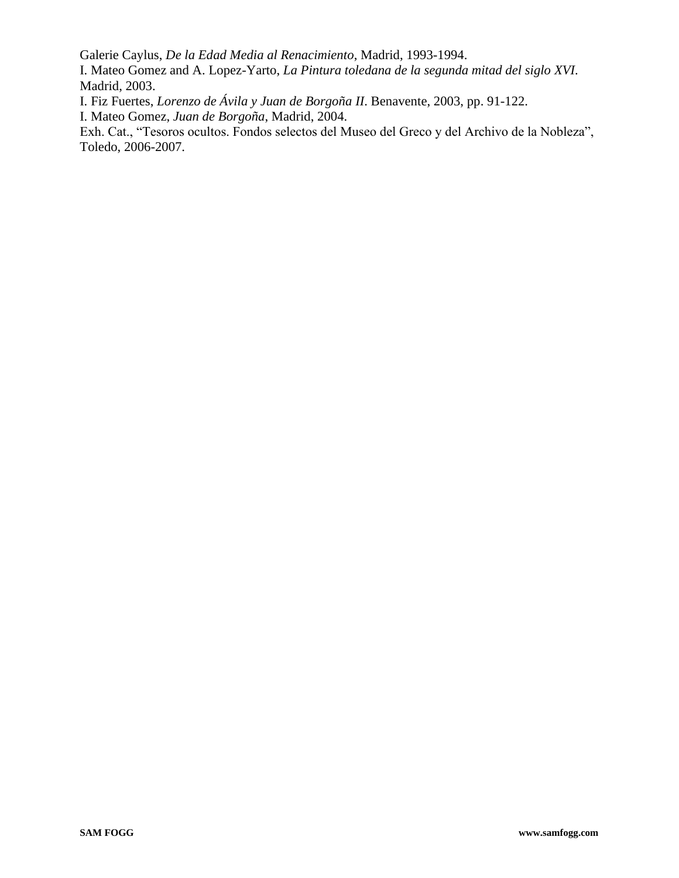Galerie Caylus, *De la Edad Media al Renacimiento*, Madrid, 1993-1994.
I. Mateo Gomez and A. Lopez-Yarto, *La Pintura toledana de la segunda mitad del siglo XVI*. Madrid, 2003.
I. Fiz Fuertes, *Lorenzo de Ávila y Juan de Borgoña II*. Benavente, 2003, pp. 91-122.
I. Mateo Gomez, *Juan de Borgoña*, Madrid, 2004.
Exh. Cat., "Tesoros ocultos. Fondos selectos del Museo del Greco y del Archivo de la Nobleza", Toledo, 2006-2007.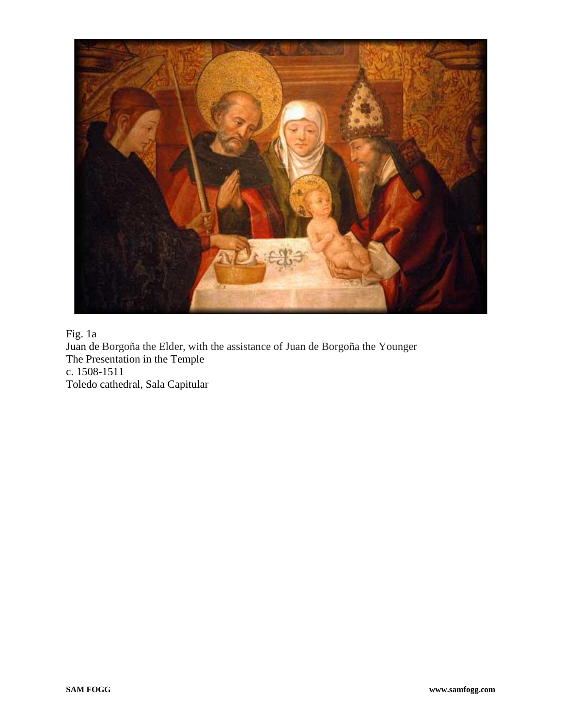Fig. 1a
Juan de Borgoña the Elder, with the assistance of Juan de Borgoña the Younger
The Presentation in the Temple
c. 1508-1511
Toledo cathedral, Sala Capitular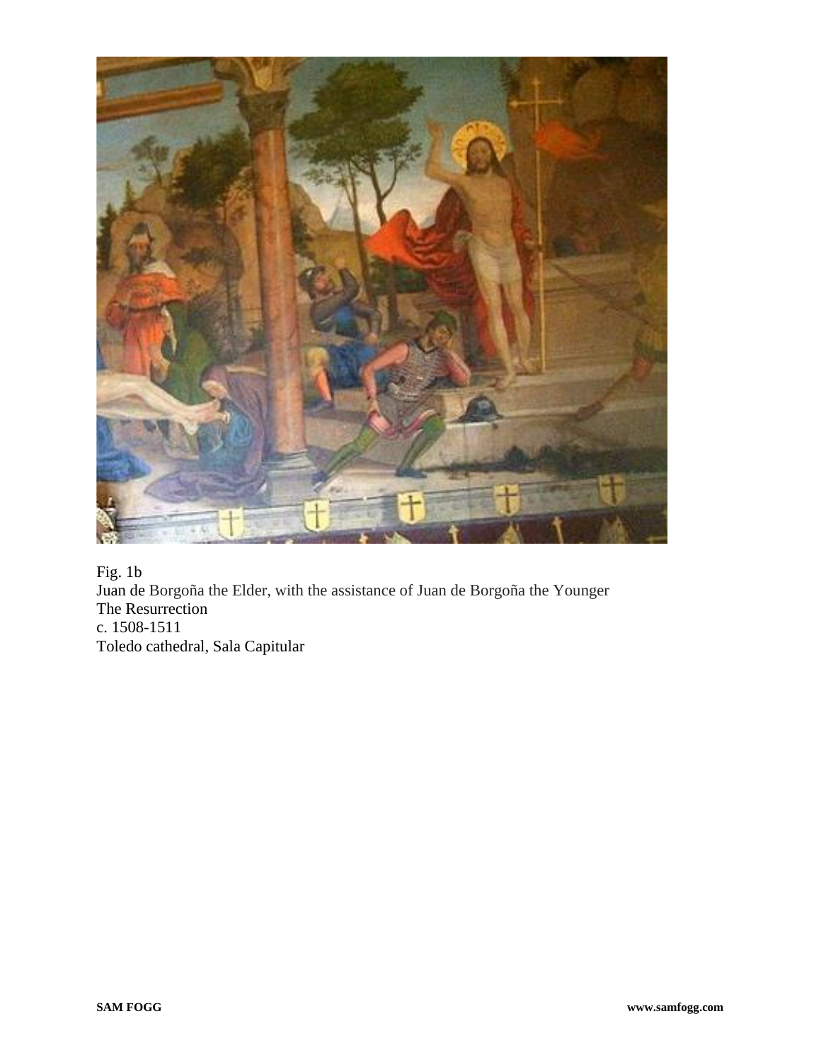Fig. 1b
Juan de Borgoña the Elder, with the assistance of Juan de Borgoña the Younger
The Resurrection
c. 1508-1511
Toledo cathedral, Sala Capitular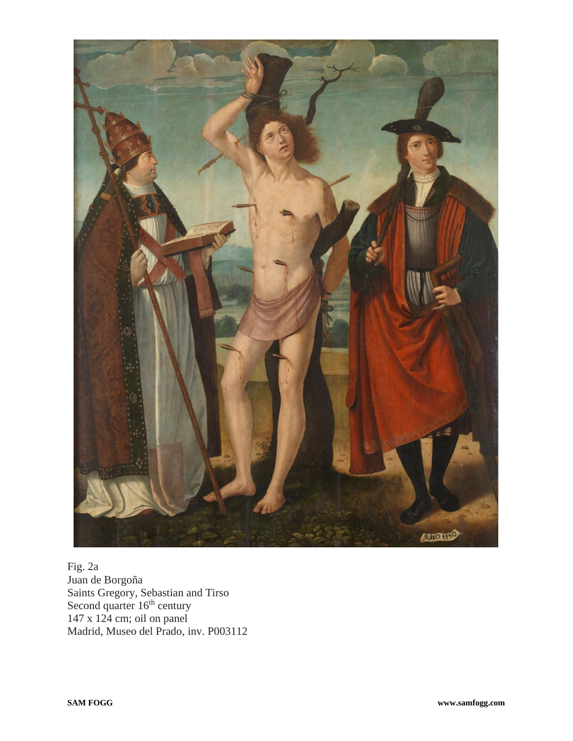Fig. 2a
Juan de Borgoña
Saints Gregory, Sebastian and Tirso
Second quarter 16th century
147 x 124 cm; oil on panel
Madrid, Museo del Prado, inv. P003112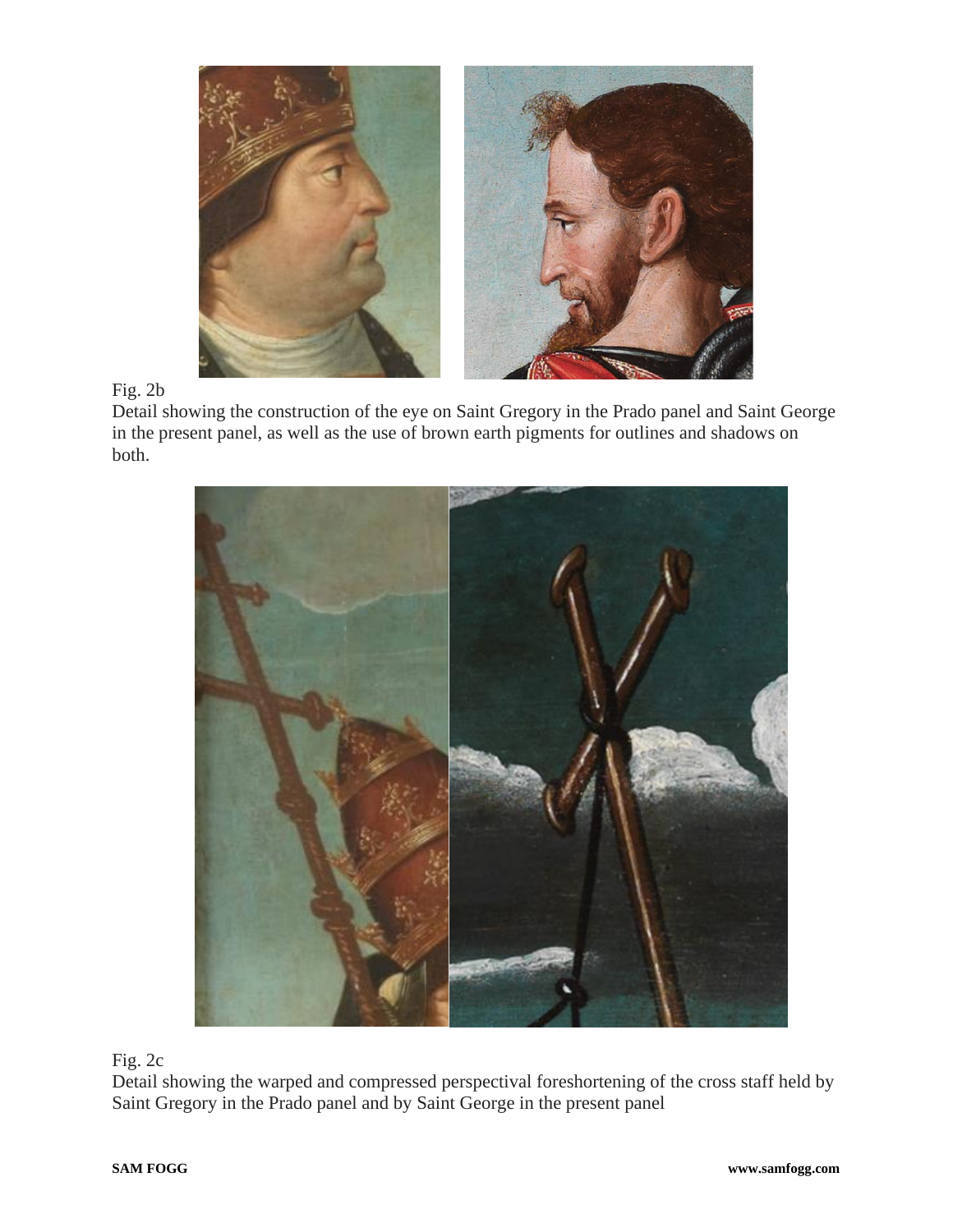Fig. 2b

Detail showing the construction of the eye on Saint Gregory in the Prado panel and Saint George in the present panel, as well as the use of brown earth pigments for outlines and shadows on both.

Fig. 2c

Detail showing the warped and compressed perspectival foreshortening of the cross staff held by Saint Gregory in the Prado panel and by Saint George in the present panel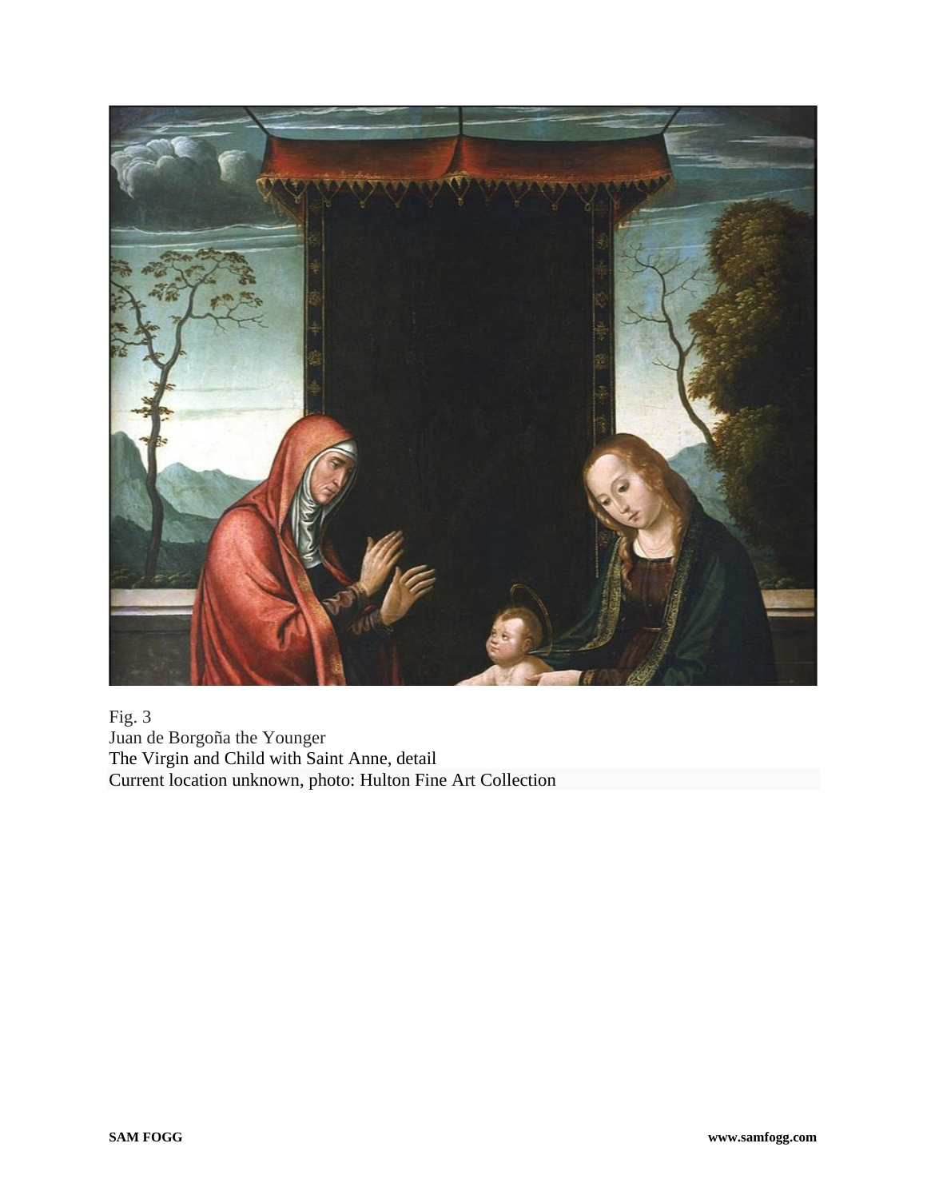Fig. 3
Juan de Borgoña the Younger
The Virgin and Child with Saint Anne, detail
Current location unknown, photo: Hulton Fine Art Collection